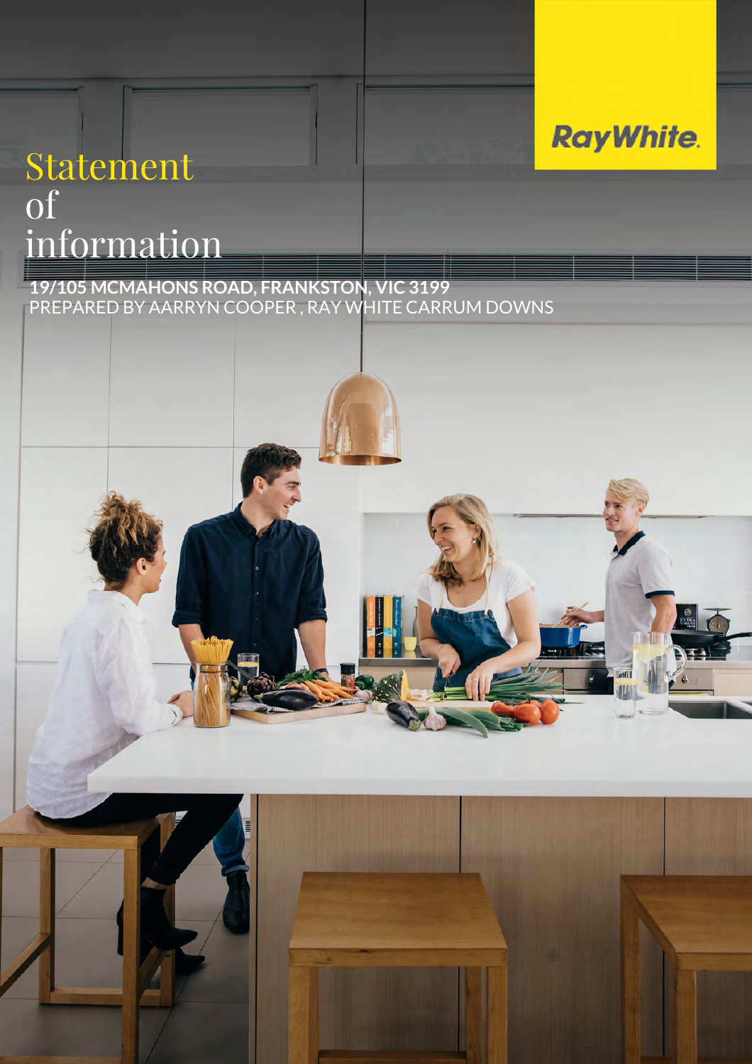Ray White

# Statement of information

**19/105 MCMAHONS ROAD, FRANKSTON, VIC 3199**
PREPARED BY AARRYN COOPER , RAY WHITE CARRUM DOWNS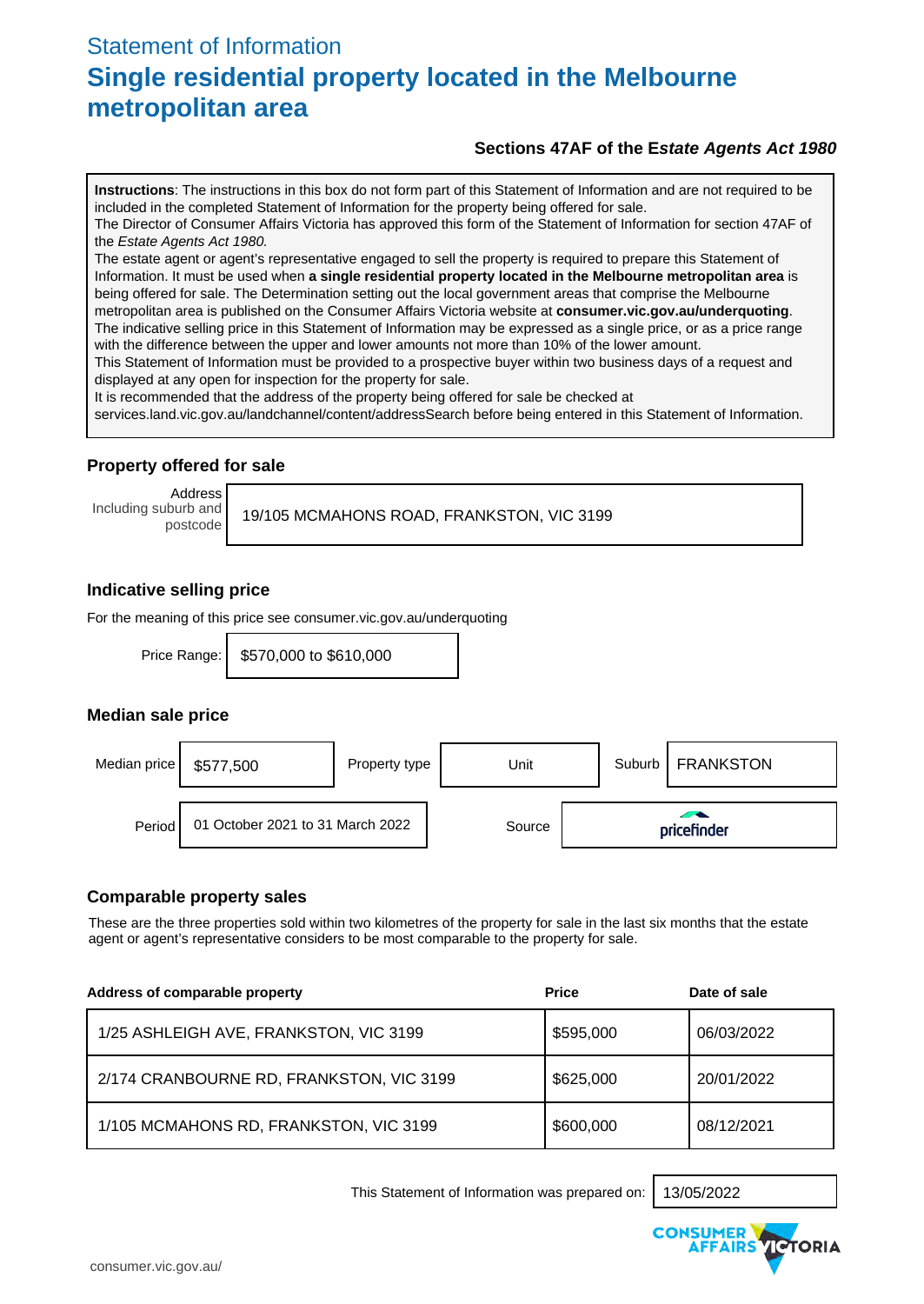Statement of Information

# Single residential property located in the Melbourne metropolitan area

**Sections 47AF of the Estate Agents Act 1980**

**Instructions**: The instructions in this box do not form part of this Statement of Information and are not required to be included in the completed Statement of Information for the property being offered for sale.
The Director of Consumer Affairs Victoria has approved this form of the Statement of Information for section 47AF of the *Estate Agents Act 1980*.
The estate agent or agent's representative engaged to sell the property is required to prepare this Statement of Information. It must be used when **a single residential property located in the Melbourne metropolitan area** is being offered for sale. The Determination setting out the local government areas that comprise the Melbourne metropolitan area is published on the Consumer Affairs Victoria website at **consumer.vic.gov.au/underquoting**.
The indicative selling price in this Statement of Information may be expressed as a single price, or as a price range with the difference between the upper and lower amounts not more than 10% of the lower amount.
This Statement of Information must be provided to a prospective buyer within two business days of a request and displayed at any open for inspection for the property for sale.
It is recommended that the address of the property being offered for sale be checked at services.land.vic.gov.au/landchannel/content/addressSearch before being entered in this Statement of Information.

## Property offered for sale

Address
Including suburb and postcode: 19/105 MCMAHONS ROAD, FRANKSTON, VIC 3199

## Indicative selling price

For the meaning of this price see consumer.vic.gov.au/underquoting

Price Range: $570,000 to $610,000

## Median sale price

| | | | | | |
|---|---|---|---|---|---|
| Median price | $577,500 | Property type | Unit | Suburb | FRANKSTON |
| Period | 01 October 2021 to 31 March 2022 | Source | pricefinder | | |

## Comparable property sales

These are the three properties sold within two kilometres of the property for sale in the last six months that the estate agent or agent's representative considers to be most comparable to the property for sale.

| Address of comparable property | Price | Date of sale |
|---|---|---|
| 1/25 ASHLEIGH AVE, FRANKSTON, VIC 3199 | $595,000 | 06/03/2022 |
| 2/174 CRANBOURNE RD, FRANKSTON, VIC 3199 | $625,000 | 20/01/2022 |
| 1/105 MCMAHONS RD, FRANKSTON, VIC 3199 | $600,000 | 08/12/2021 |

This Statement of Information was prepared on: 13/05/2022

CONSUMER AFFAIRS VICTORIA

consumer.vic.gov.au/